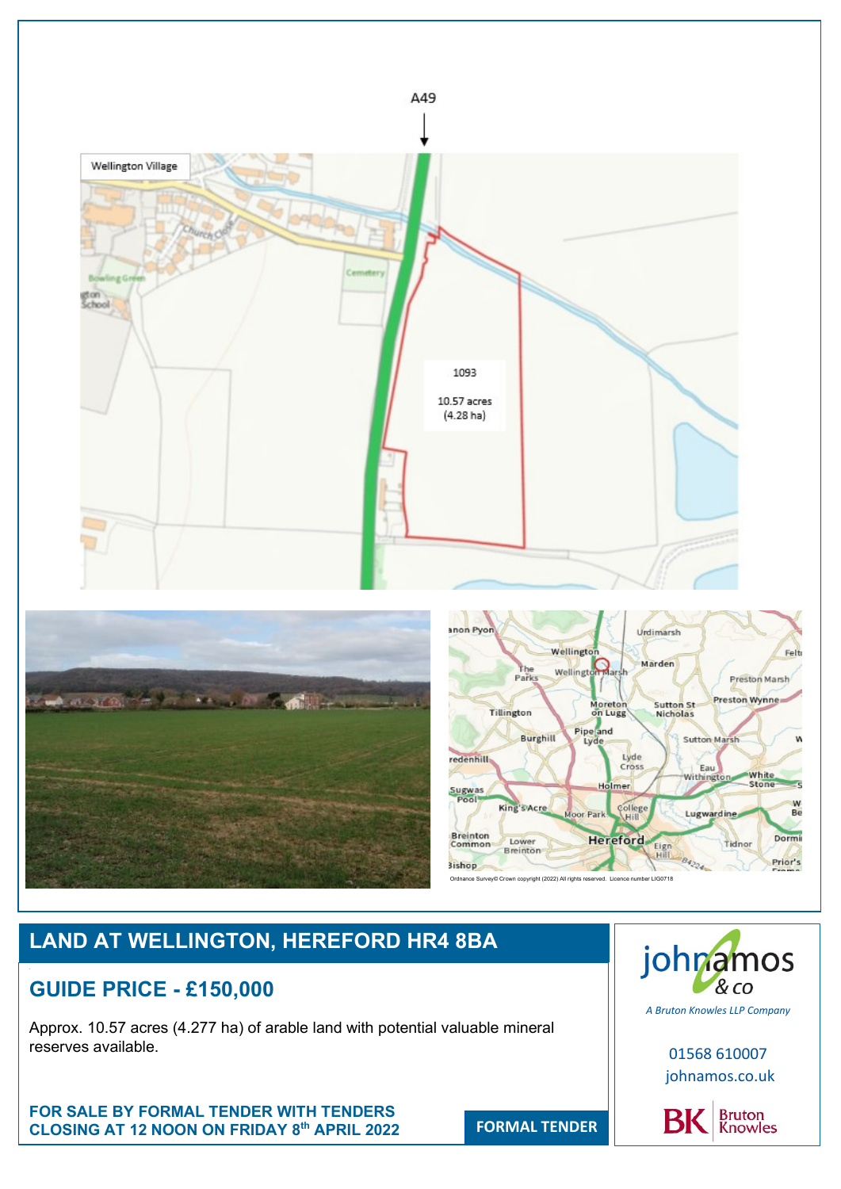# LAND AT WELLINGTON, HEREFORD HR4 8BA

## GUIDE PRICE - £150,000

Approx. 10.57 acres (4.277 ha) of arable land with potential valuable mineral reserves available.

**FOR SALE BY FORMAL TENDER WITH TENDERS CLOSING AT 12 NOON ON FRIDAY 8th APRIL 2022**

**FORMAL TENDER**

johnamos & co

*A Bruton Knowles LLP Company*

01568 610007

johnamos.co.uk

BK Bruton Knowles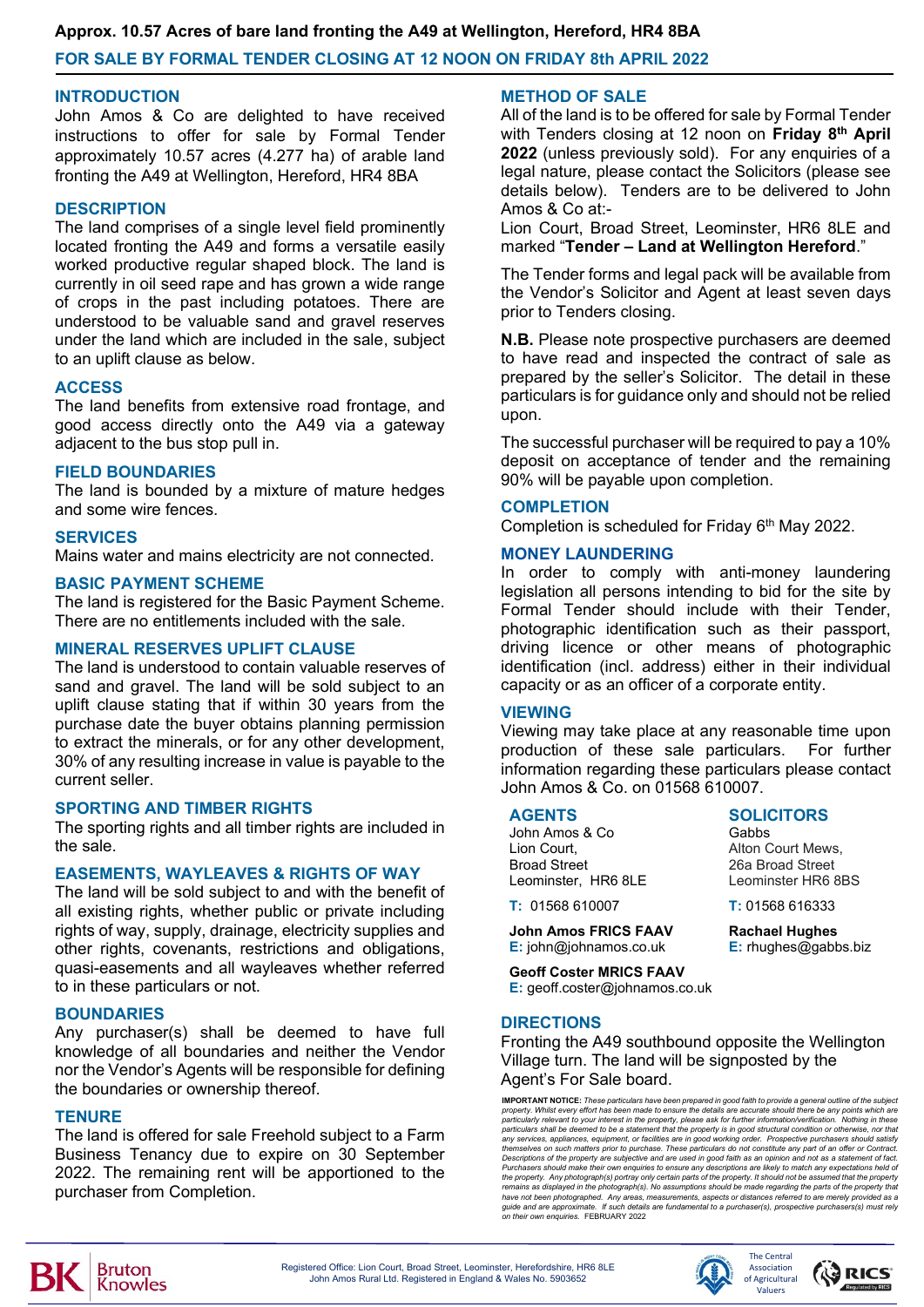**Approx. 10.57 Acres of bare land fronting the A49 at Wellington, Hereford, HR4 8BA**

**FOR SALE BY FORMAL TENDER CLOSING AT 12 NOON ON FRIDAY 8th APRIL 2022**

## INTRODUCTION

John Amos & Co are delighted to have received instructions to offer for sale by Formal Tender approximately 10.57 acres (4.277 ha) of arable land fronting the A49 at Wellington, Hereford, HR4 8BA

## DESCRIPTION

The land comprises of a single level field prominently located fronting the A49 and forms a versatile easily worked productive regular shaped block. The land is currently in oil seed rape and has grown a wide range of crops in the past including potatoes. There are understood to be valuable sand and gravel reserves under the land which are included in the sale, subject to an uplift clause as below.

## ACCESS

The land benefits from extensive road frontage, and good access directly onto the A49 via a gateway adjacent to the bus stop pull in.

## FIELD BOUNDARIES

The land is bounded by a mixture of mature hedges and some wire fences.

## SERVICES

Mains water and mains electricity are not connected.

## BASIC PAYMENT SCHEME

The land is registered for the Basic Payment Scheme. There are no entitlements included with the sale.

## MINERAL RESERVES UPLIFT CLAUSE

The land is understood to contain valuable reserves of sand and gravel. The land will be sold subject to an uplift clause stating that if within 30 years from the purchase date the buyer obtains planning permission to extract the minerals, or for any other development, 30% of any resulting increase in value is payable to the current seller.

## SPORTING AND TIMBER RIGHTS

The sporting rights and all timber rights are included in the sale.

## EASEMENTS, WAYLEAVES & RIGHTS OF WAY

The land will be sold subject to and with the benefit of all existing rights, whether public or private including rights of way, supply, drainage, electricity supplies and other rights, covenants, restrictions and obligations, quasi-easements and all wayleaves whether referred to in these particulars or not.

## BOUNDARIES

Any purchaser(s) shall be deemed to have full knowledge of all boundaries and neither the Vendor nor the Vendor's Agents will be responsible for defining the boundaries or ownership thereof.

## TENURE

The land is offered for sale Freehold subject to a Farm Business Tenancy due to expire on 30 September 2022. The remaining rent will be apportioned to the purchaser from Completion.

## METHOD OF SALE

All of the land is to be offered for sale by Formal Tender with Tenders closing at 12 noon on **Friday 8th April 2022** (unless previously sold). For any enquiries of a legal nature, please contact the Solicitors (please see details below). Tenders are to be delivered to John Amos & Co at:-

Lion Court, Broad Street, Leominster, HR6 8LE and marked "**Tender – Land at Wellington Hereford**."

The Tender forms and legal pack will be available from the Vendor's Solicitor and Agent at least seven days prior to Tenders closing.

**N.B.** Please note prospective purchasers are deemed to have read and inspected the contract of sale as prepared by the seller's Solicitor. The detail in these particulars is for guidance only and should not be relied upon.

The successful purchaser will be required to pay a 10% deposit on acceptance of tender and the remaining 90% will be payable upon completion.

## COMPLETION

Completion is scheduled for Friday 6th May 2022.

## MONEY LAUNDERING

In order to comply with anti-money laundering legislation all persons intending to bid for the site by Formal Tender should include with their Tender, photographic identification such as their passport, driving licence or other means of photographic identification (incl. address) either in their individual capacity or as an officer of a corporate entity.

## VIEWING

Viewing may take place at any reasonable time upon production of these sale particulars. For further information regarding these particulars please contact John Amos & Co. on 01568 610007.

## AGENTS

John Amos & Co
Lion Court,
Broad Street
Leominster, HR6 8LE

**T:** 01568 610007

**John Amos FRICS FAAV**
**E:** john@johnamos.co.uk

**Geoff Coster MRICS FAAV**
**E:** geoff.coster@johnamos.co.uk

## SOLICITORS

Gabbs
Alton Court Mews,
26a Broad Street
Leominster HR6 8BS

**T:** 01568 616333

**Rachael Hughes**
**E:** rhughes@gabbs.biz

## DIRECTIONS

Fronting the A49 southbound opposite the Wellington Village turn. The land will be signposted by the Agent's For Sale board.

**IMPORTANT NOTICE:** *These particulars have been prepared in good faith to provide a general outline of the subject property. Whilst every effort has been made to ensure the details are accurate should there be any points which are particularly relevant to your interest in the property, please ask for further information/verification. Nothing in these particulars shall be deemed to be a statement that the property is in good structural condition or otherwise, nor that any services, appliances, equipment, or facilities are in good working order. Prospective purchasers should satisfy themselves on such matters prior to purchase. These particulars do not constitute any part of an offer or Contract. Descriptions of the property are subjective and are used in good faith as an opinion and not as a statement of fact. Purchasers should make their own enquiries to ensure any descriptions are likely to match any expectations held of the property. Any photograph(s) portray only certain parts of the property. It should not be assumed that the property remains as displayed in the photograph(s). No assumptions should be made regarding the parts of the property that have not been photographed. Any areas, measurements, aspects or distances referred to are merely provided as a guide and are approximate. If such details are fundamental to a purchaser(s), prospective purchaser(s) must rely on their own enquiries.* FEBRUARY 2022

Registered Office: Lion Court, Broad Street, Leominster, Herefordshire, HR6 8LE
John Amos Rural Ltd. Registered in England & Wales No. 5903652